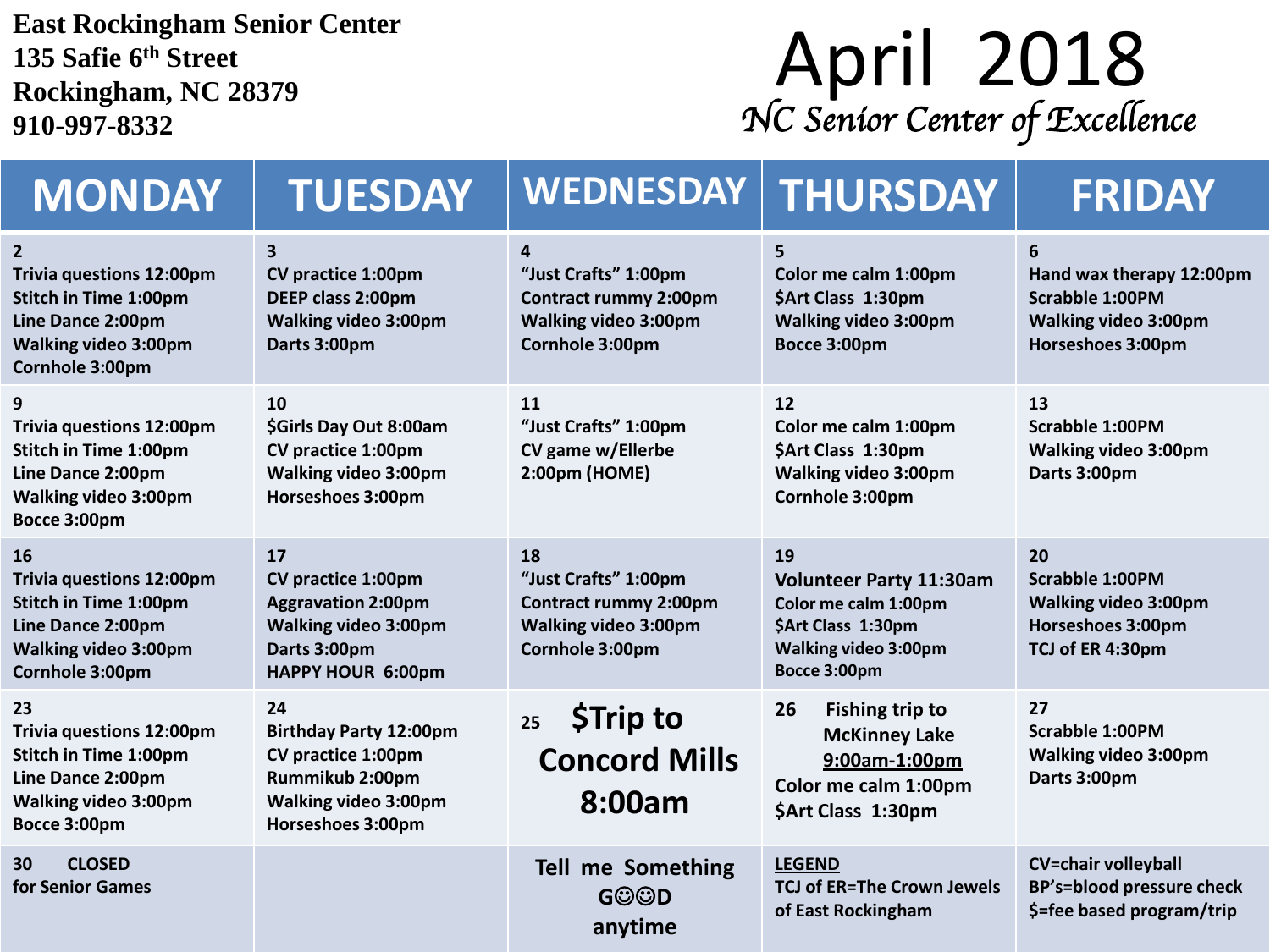**East Rockingham Senior Center**
**135 Safie 6th Street**
**Rockingham, NC 28379**
**910-997-8332**

# April 2018

*NC Senior Center of Excellence*

| MONDAY | TUESDAY | WEDNESDAY | THURSDAY | FRIDAY |
|---|---|---|---|---|
| 2<br>Trivia questions 12:00pm<br>Stitch in Time 1:00pm<br>Line Dance 2:00pm<br>Walking video 3:00pm<br>Cornhole 3:00pm | 3<br>CV practice 1:00pm<br>DEEP class 2:00pm<br>Walking video 3:00pm<br>Darts 3:00pm | 4<br>"Just Crafts" 1:00pm<br>Contract rummy 2:00pm<br>Walking video 3:00pm<br>Cornhole 3:00pm | 5<br>Color me calm 1:00pm<br>$Art Class 1:30pm<br>Walking video 3:00pm<br>Bocce 3:00pm | 6<br>Hand wax therapy 12:00pm<br>Scrabble 1:00PM<br>Walking video 3:00pm<br>Horseshoes 3:00pm |
| 9<br>Trivia questions 12:00pm<br>Stitch in Time 1:00pm<br>Line Dance 2:00pm<br>Walking video 3:00pm<br>Bocce 3:00pm | 10<br>$Girls Day Out 8:00am<br>CV practice 1:00pm<br>Walking video 3:00pm<br>Horseshoes 3:00pm | 11<br>"Just Crafts" 1:00pm<br>CV game w/Ellerbe 2:00pm (HOME) | 12<br>Color me calm 1:00pm<br>$Art Class 1:30pm<br>Walking video 3:00pm<br>Cornhole 3:00pm | 13<br>Scrabble 1:00PM<br>Walking video 3:00pm<br>Darts 3:00pm |
| 16<br>Trivia questions 12:00pm<br>Stitch in Time 1:00pm<br>Line Dance 2:00pm<br>Walking video 3:00pm<br>Cornhole 3:00pm | 17<br>CV practice 1:00pm<br>Aggravation 2:00pm<br>Walking video 3:00pm<br>Darts 3:00pm<br>HAPPY HOUR 6:00pm | 18<br>"Just Crafts" 1:00pm<br>Contract rummy 2:00pm<br>Walking video 3:00pm<br>Cornhole 3:00pm | 19<br>Volunteer Party 11:30am<br>Color me calm 1:00pm<br>$Art Class 1:30pm<br>Walking video 3:00pm<br>Bocce 3:00pm | 20<br>Scrabble 1:00PM<br>Walking video 3:00pm<br>Horseshoes 3:00pm<br>TCJ of ER 4:30pm |
| 23<br>Trivia questions 12:00pm<br>Stitch in Time 1:00pm<br>Line Dance 2:00pm<br>Walking video 3:00pm<br>Bocce 3:00pm | 24<br>Birthday Party 12:00pm<br>CV practice 1:00pm<br>Rummikub 2:00pm<br>Walking video 3:00pm<br>Horseshoes 3:00pm | 25 **$Trip to Concord Mills 8:00am** | 26 Fishing trip to McKinney Lake <u>9:00am-1:00pm</u><br>Color me calm 1:00pm<br>$Art Class 1:30pm | 27<br>Scrabble 1:00PM<br>Walking video 3:00pm<br>Darts 3:00pm |
| 30 CLOSED for Senior Games | | Tell me Something G☺☺D anytime | <u>LEGEND</u><br>TCJ of ER=The Crown Jewels of East Rockingham | CV=chair volleyball<br>BP's=blood pressure check<br>$=fee based program/trip |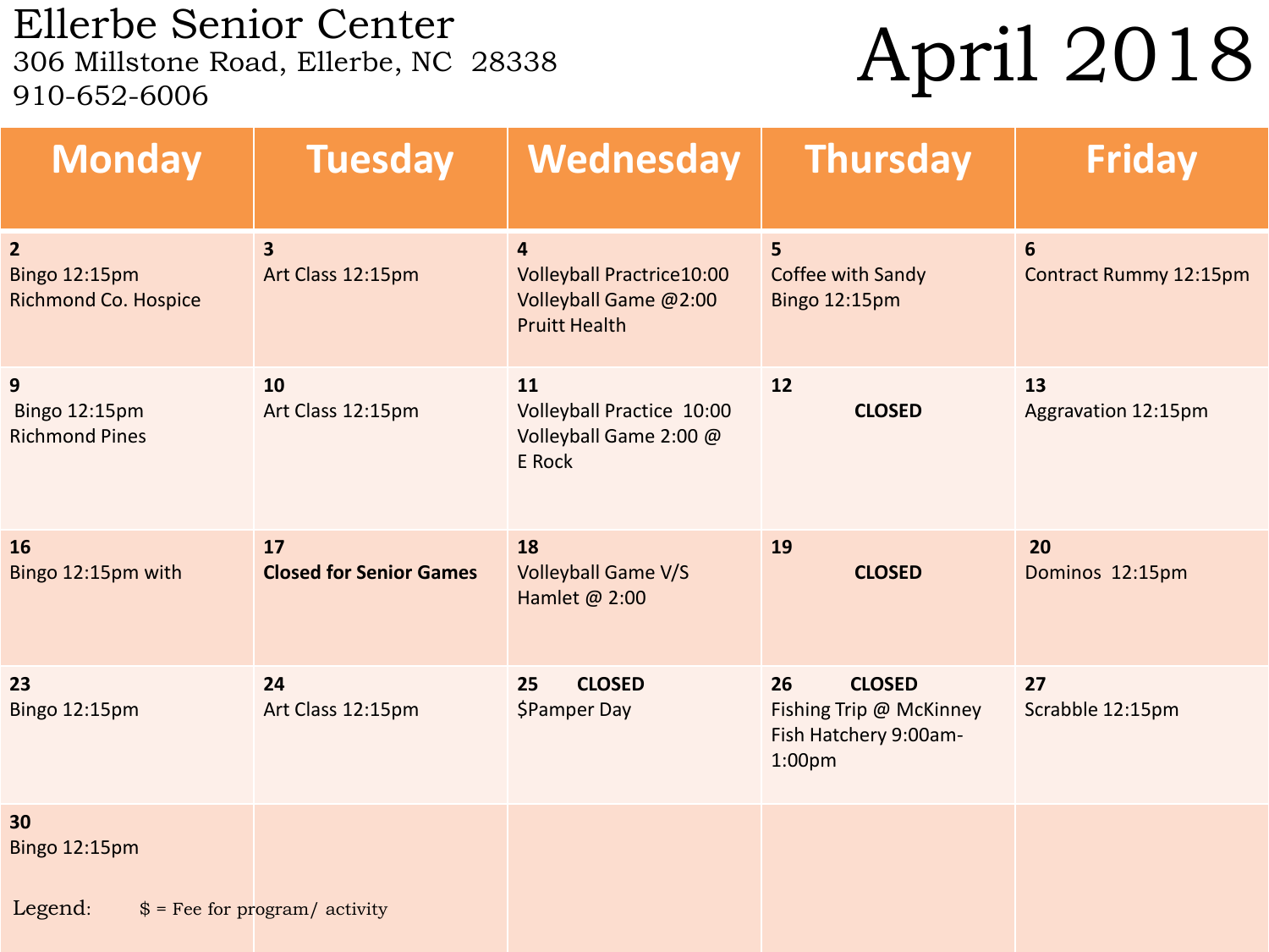# Ellerbe Senior Center

306 Millstone Road, Ellerbe, NC 28338
910-652-6006

# April 2018

| Monday | Tuesday | Wednesday | Thursday | Friday |
|---|---|---|---|---|
| **2**<br>Bingo 12:15pm<br>Richmond Co. Hospice | **3**<br>Art Class 12:15pm | **4**<br>Volleyball Practrice10:00<br>Volleyball Game @2:00<br>Pruitt Health | **5**<br>Coffee with Sandy<br>Bingo 12:15pm | **6**<br>Contract Rummy 12:15pm |
| **9**<br>Bingo 12:15pm<br>Richmond Pines | **10**<br>Art Class 12:15pm | **11**<br>Volleyball Practice 10:00<br>Volleyball Game 2:00 @<br>E Rock | **12**<br>**CLOSED** | **13**<br>Aggravation 12:15pm |
| **16**<br>Bingo 12:15pm with | **17**<br>**Closed for Senior Games** | **18**<br>Volleyball Game V/S<br>Hamlet @ 2:00 | **19**<br>**CLOSED** | **20**<br>Dominos 12:15pm |
| **23**<br>Bingo 12:15pm | **24**<br>Art Class 12:15pm | **25** **CLOSED**<br>$Pamper Day | **26** **CLOSED**<br>Fishing Trip @ McKinney Fish Hatchery 9:00am-1:00pm | **27**<br>Scrabble 12:15pm |
| **30**<br>Bingo 12:15pm | | | | |

Legend: $ = Fee for program/ activity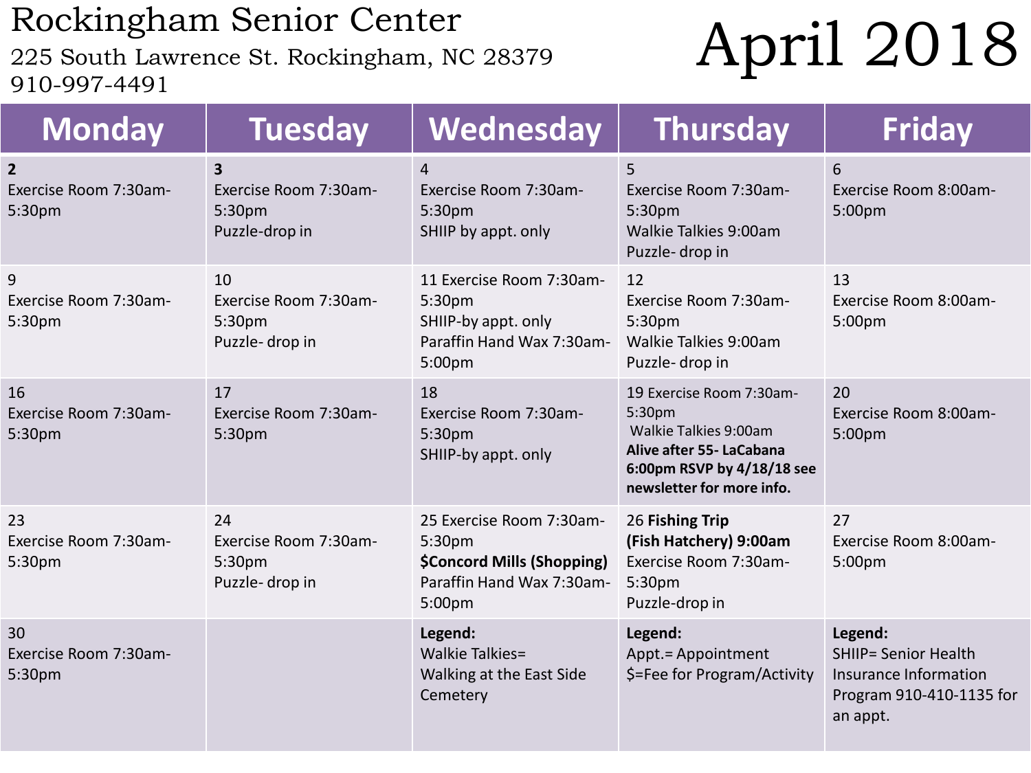# Rockingham Senior Center

225 South Lawrence St. Rockingham, NC 28379
910-997-4491

# April 2018

| Monday | Tuesday | Wednesday | Thursday | Friday |
|---|---|---|---|---|
| **2**<br>Exercise Room 7:30am-5:30pm | **3**<br>Exercise Room 7:30am-5:30pm<br>Puzzle-drop in | 4<br>Exercise Room 7:30am-5:30pm<br>SHIIP by appt. only | 5<br>Exercise Room 7:30am-5:30pm<br>Walkie Talkies 9:00am<br>Puzzle- drop in | 6<br>Exercise Room 8:00am-5:00pm |
| 9<br>Exercise Room 7:30am-5:30pm | 10<br>Exercise Room 7:30am-5:30pm<br>Puzzle- drop in | 11 Exercise Room 7:30am-5:30pm<br>SHIIP-by appt. only<br>Paraffin Hand Wax 7:30am-5:00pm | 12<br>Exercise Room 7:30am-5:30pm<br>Walkie Talkies 9:00am<br>Puzzle- drop in | 13<br>Exercise Room 8:00am-5:00pm |
| 16<br>Exercise Room 7:30am-5:30pm | 17<br>Exercise Room 7:30am-5:30pm | 18<br>Exercise Room 7:30am-5:30pm<br>SHIIP-by appt. only | 19 Exercise Room 7:30am-5:30pm<br>Walkie Talkies 9:00am<br>**Alive after 55- LaCabana 6:00pm RSVP by 4/18/18 see newsletter for more info.** | 20<br>Exercise Room 8:00am-5:00pm |
| 23<br>Exercise Room 7:30am-5:30pm | 24<br>Exercise Room 7:30am-5:30pm<br>Puzzle- drop in | 25 Exercise Room 7:30am-5:30pm<br>**$Concord Mills (Shopping)**<br>Paraffin Hand Wax 7:30am-5:00pm | 26 **Fishing Trip (Fish Hatchery) 9:00am**<br>Exercise Room 7:30am-5:30pm<br>Puzzle-drop in | 27<br>Exercise Room 8:00am-5:00pm |
| 30<br>Exercise Room 7:30am-5:30pm | | **Legend:**<br>Walkie Talkies= Walking at the East Side Cemetery | **Legend:**<br>Appt.= Appointment<br>$=Fee for Program/Activity | **Legend:**<br>SHIIP= Senior Health Insurance Information Program 910-410-1135 for an appt. |